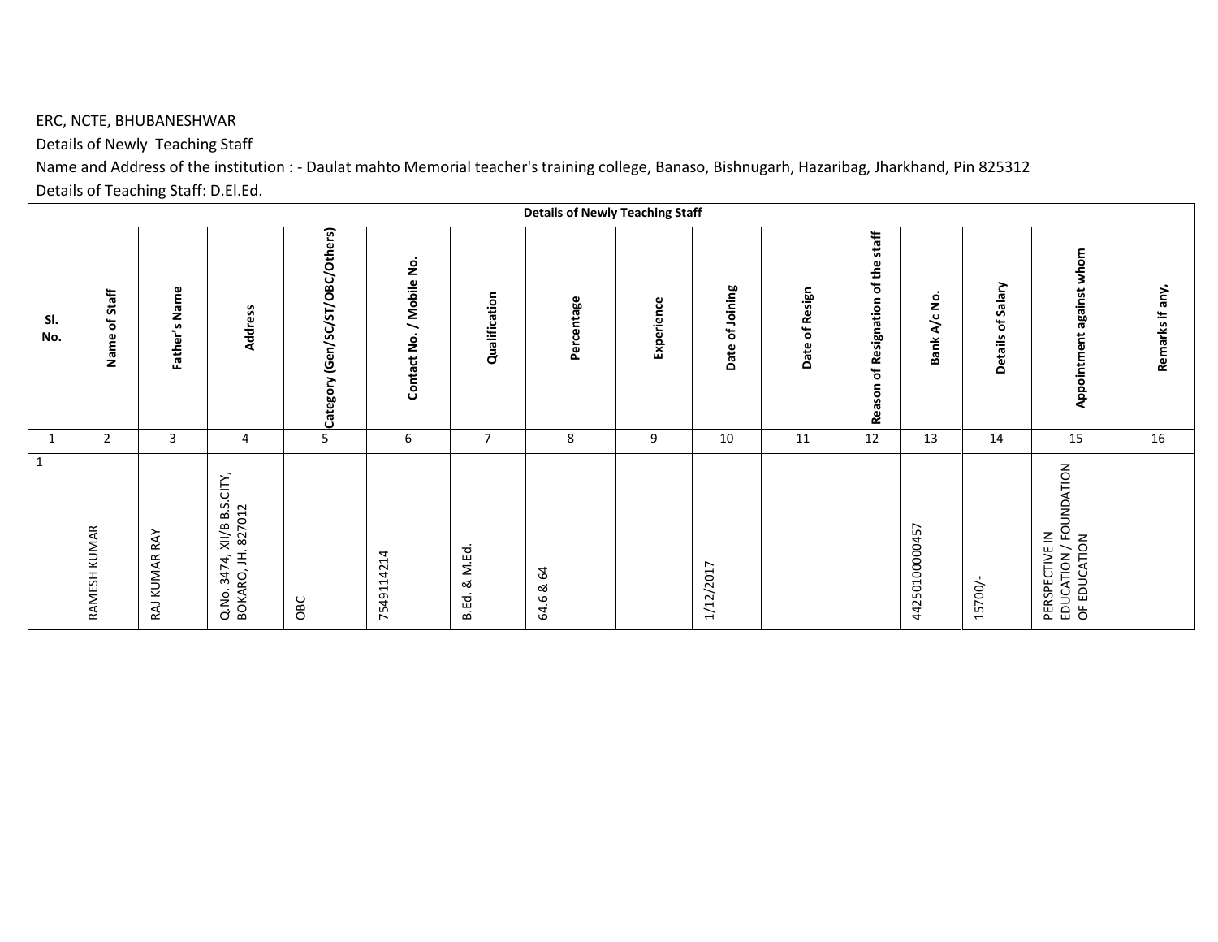ERC, NCTE, BHUBANESHWAR

Details of Newly Teaching Staff

Name and Address of the institution : - Daulat mahto Memorial teacher's training college, Banaso, Bishnugarh, Hazaribag, Jharkhand, Pin 825312

Details of Teaching Staff: D.El.Ed.

| **Details of Newly Teaching Staff** | | | | | | | | | | | | | | | |
|---|---|---|---|---|---|---|---|---|---|---|---|---|---|---|---|
| **Sl. No.** | **Name of Staff** | **Father's Name** | **Address** | **Category (Gen/SC/ST/OBC/Others)** | **Contact No. / Mobile No.** | **Qualification** | **Percentage** | **Experience** | **Date of Joining** | **Date of Resign** | **Reason of Resignation of the staff** | **Bank A/c No.** | **Details of Salary** | **Appointment against whom** | **Remarks if any,** |
| 1 | 2 | 3 | 4 | 5 | 6 | 7 | 8 | 9 | 10 | 11 | 12 | 13 | 14 | 15 | 16 |
| 1 | RAMESH KUMAR | RAJ KUMAR RAY | Q.No. 3474, XII/B B.S.CITY, BOKARO, JH. 827012 | OBC | 7549114214 | B.Ed. & M.Ed. | 64.6 & 64 | | 1/12/2017 | | | 4425010000457 | 15700/- | PERSPECTIVE IN EDUCATION / FOUNDATION OF EDUCATION | |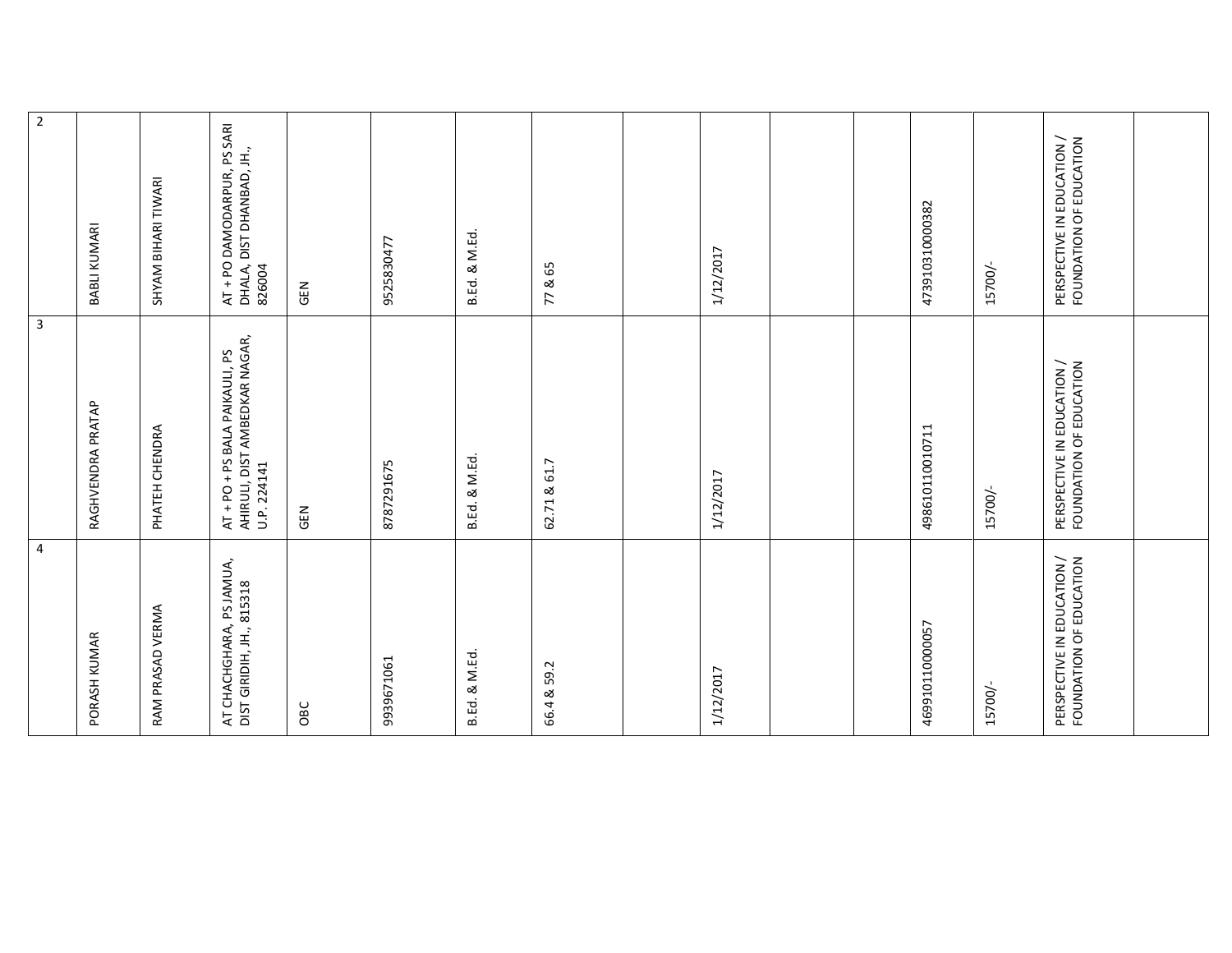| | | | | | | | | | | | | | | | |
|---|---|---|---|---|---|---|---|---|---|---|---|---|---|---|---|
| 2 | BABLI KUMARI | SHYAM BIHARI TIWARI | AT + PO DAMODARPUR, PS SARI DHALA, DIST DHANBAD, JH., 826004 | GEN | 9525830477 | B.Ed. & M.Ed. | 77 & 65 | | 1/12/2017 | | | 473910310000382 | 15700/- | PERSPECTIVE IN EDUCATION / FOUNDATION OF EDUCATION | |
| 3 | RAGHVENDRA PRATAP | PHATEH CHENDRA | AT + PO + PS BALA PAIKAULI, PS AHIRULI, DIST AMBEDKAR NAGAR, U.P. 224141 | GEN | 8787291675 | B.Ed. & M.Ed. | 62.71 & 61.7 | | 1/12/2017 | | | 498610110010711 | 15700/- | PERSPECTIVE IN EDUCATION / FOUNDATION OF EDUCATION | |
| 4 | PORASH KUMAR | RAM PRASAD VERMA | AT CHACHGHARA, PS JAMUA, DIST GIRIDIH, JH., 815318 | OBC | 9939671061 | B.Ed. & M.Ed. | 66.4 & 59.2 | | 1/12/2017 | | | 469910110000057 | 15700/- | PERSPECTIVE IN EDUCATION / FOUNDATION OF EDUCATION | |